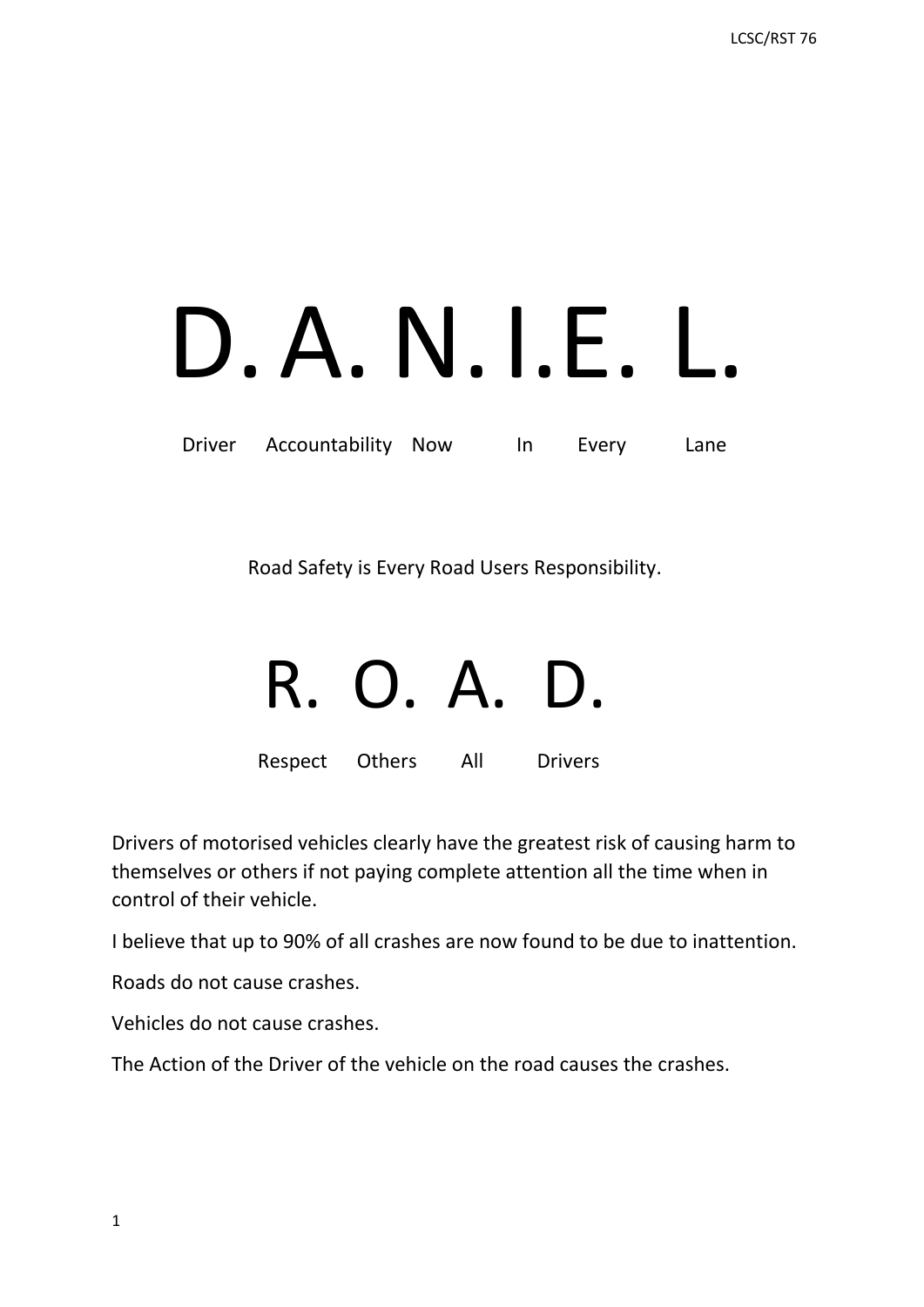# D. A. N. I. E. L.

Driver Accountability Now In Every Lane

Road Safety is Every Road Users Responsibility.

# R. O. A. D.

Respect Others All Drivers

Drivers of motorised vehicles clearly have the greatest risk of causing harm to themselves or others if not paying complete attention all the time when in control of their vehicle.

I believe that up to 90% of all crashes are now found to be due to inattention.

Roads do not cause crashes.

Vehicles do not cause crashes.

The Action of the Driver of the vehicle on the road causes the crashes.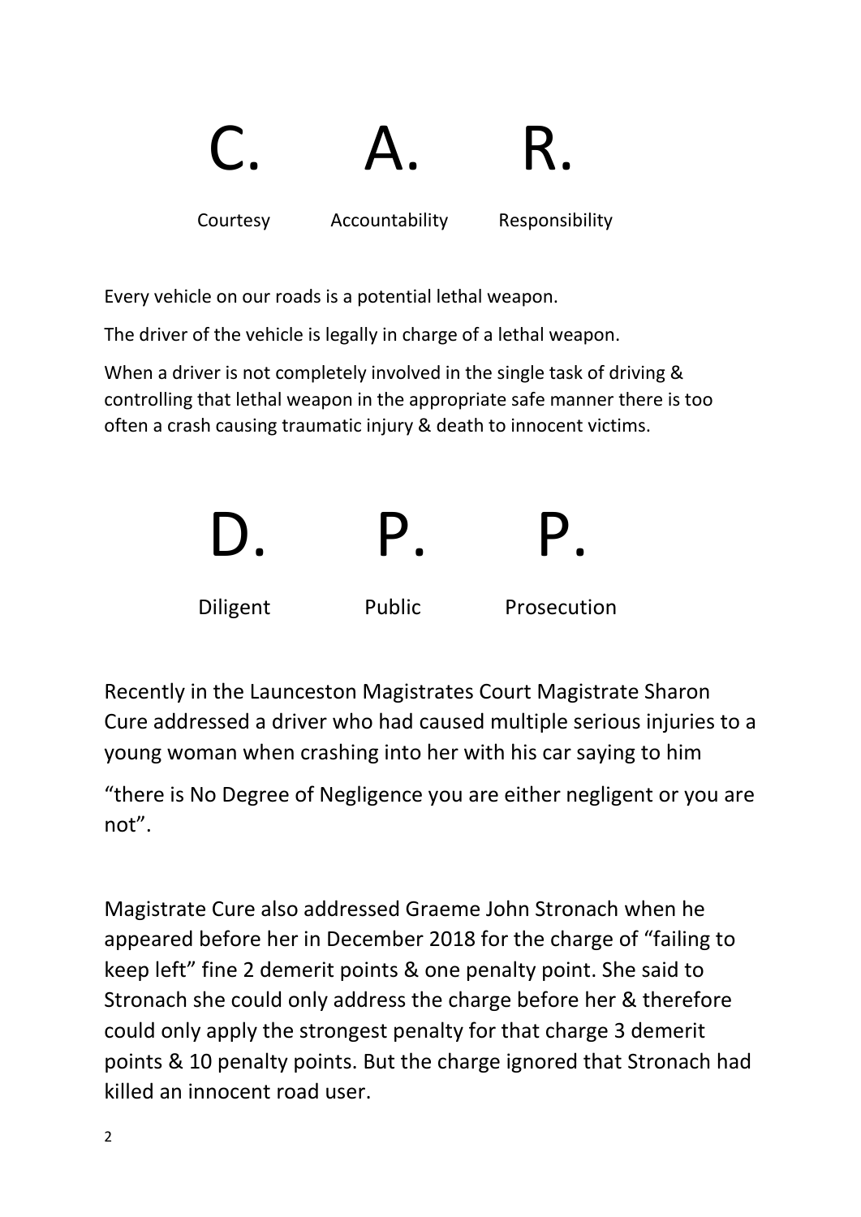# C. A. R.

**Courtesy Accountability Responsibility**

Every vehicle on our roads is a potential lethal weapon.

The driver of the vehicle is legally in charge of a lethal weapon.

When a driver is not completely involved in the single task of driving & controlling that lethal weapon in the appropriate safe manner there is too often a crash causing traumatic injury & death to innocent victims.

# D. P. P.

**Diligent Public Prosecution**

Recently in the Launceston Magistrates Court Magistrate Sharon Cure addressed a driver who had caused multiple serious injuries to a young woman when crashing into her with his car saying to him

“there is No Degree of Negligence you are either negligent or you are not”.

Magistrate Cure also addressed Graeme John Stronach when he appeared before her in December 2018 for the charge of “failing to keep left” fine 2 demerit points & one penalty point. She said to Stronach she could only address the charge before her & therefore could only apply the strongest penalty for that charge 3 demerit points & 10 penalty points. But the charge ignored that Stronach had killed an innocent road user.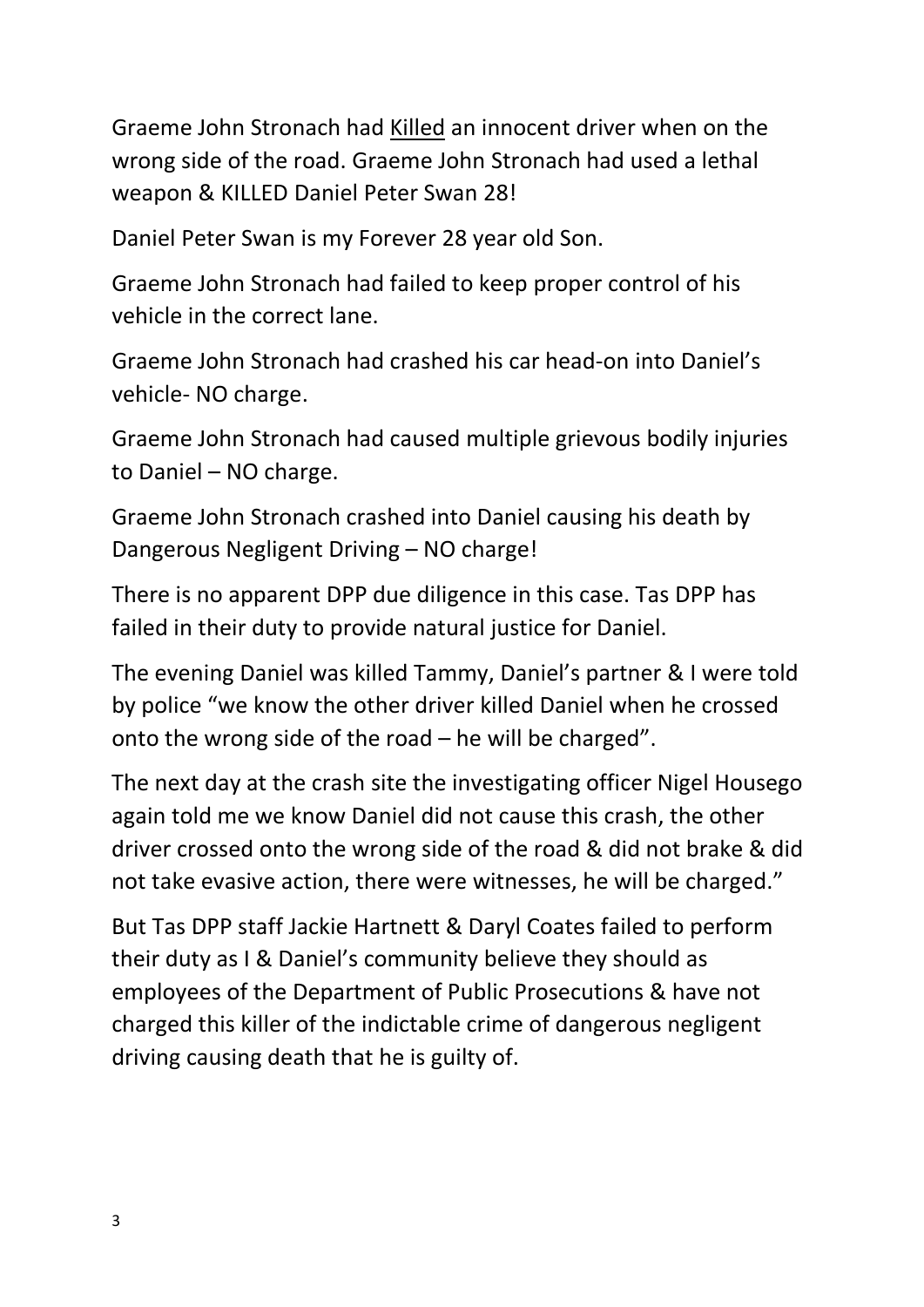Graeme John Stronach had <u>Killed</u> an innocent driver when on the wrong side of the road. Graeme John Stronach had used a lethal weapon & KILLED Daniel Peter Swan 28!

Daniel Peter Swan is my Forever 28 year old Son.

Graeme John Stronach had failed to keep proper control of his vehicle in the correct lane.

Graeme John Stronach had crashed his car head-on into Daniel's vehicle- NO charge.

Graeme John Stronach had caused multiple grievous bodily injuries to Daniel – NO charge.

Graeme John Stronach crashed into Daniel causing his death by Dangerous Negligent Driving – NO charge!

There is no apparent DPP due diligence in this case. Tas DPP has failed in their duty to provide natural justice for Daniel.

The evening Daniel was killed Tammy, Daniel's partner & I were told by police "we know the other driver killed Daniel when he crossed onto the wrong side of the road – he will be charged".

The next day at the crash site the investigating officer Nigel Housego again told me we know Daniel did not cause this crash, the other driver crossed onto the wrong side of the road & did not brake & did not take evasive action, there were witnesses, he will be charged."

But Tas DPP staff Jackie Hartnett & Daryl Coates failed to perform their duty as I & Daniel's community believe they should as employees of the Department of Public Prosecutions & have not charged this killer of the indictable crime of dangerous negligent driving causing death that he is guilty of.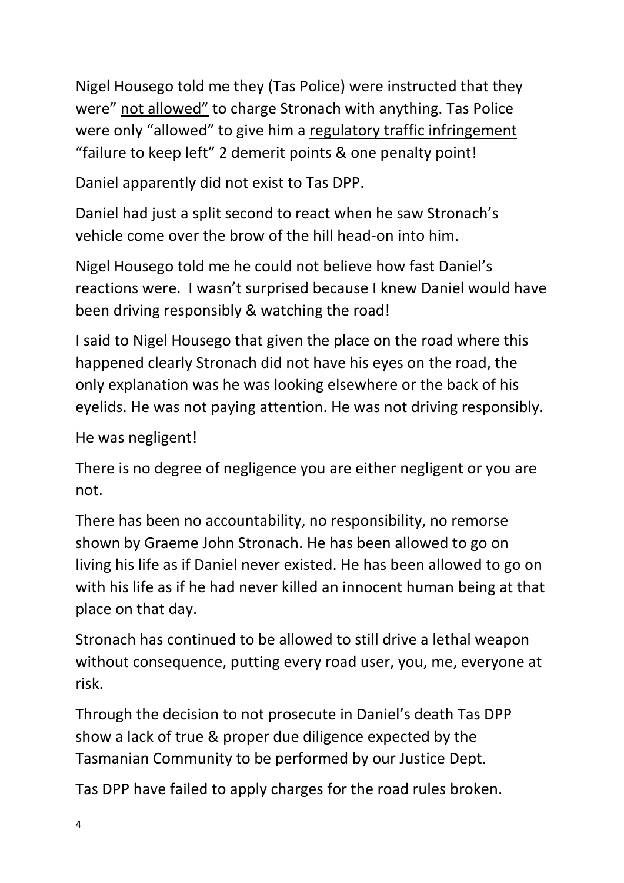Nigel Housego told me they (Tas Police) were instructed that they were" <u>not allowed"</u> to charge Stronach with anything. Tas Police were only "allowed" to give him a <u>regulatory traffic infringement</u> "failure to keep left" 2 demerit points & one penalty point!

Daniel apparently did not exist to Tas DPP.

Daniel had just a split second to react when he saw Stronach's vehicle come over the brow of the hill head-on into him.

Nigel Housego told me he could not believe how fast Daniel's reactions were. I wasn't surprised because I knew Daniel would have been driving responsibly & watching the road!

I said to Nigel Housego that given the place on the road where this happened clearly Stronach did not have his eyes on the road, the only explanation was he was looking elsewhere or the back of his eyelids. He was not paying attention. He was not driving responsibly.

He was negligent!

There is no degree of negligence you are either negligent or you are not.

There has been no accountability, no responsibility, no remorse shown by Graeme John Stronach. He has been allowed to go on living his life as if Daniel never existed. He has been allowed to go on with his life as if he had never killed an innocent human being at that place on that day.

Stronach has continued to be allowed to still drive a lethal weapon without consequence, putting every road user, you, me, everyone at risk.

Through the decision to not prosecute in Daniel's death Tas DPP show a lack of true & proper due diligence expected by the Tasmanian Community to be performed by our Justice Dept.

Tas DPP have failed to apply charges for the road rules broken.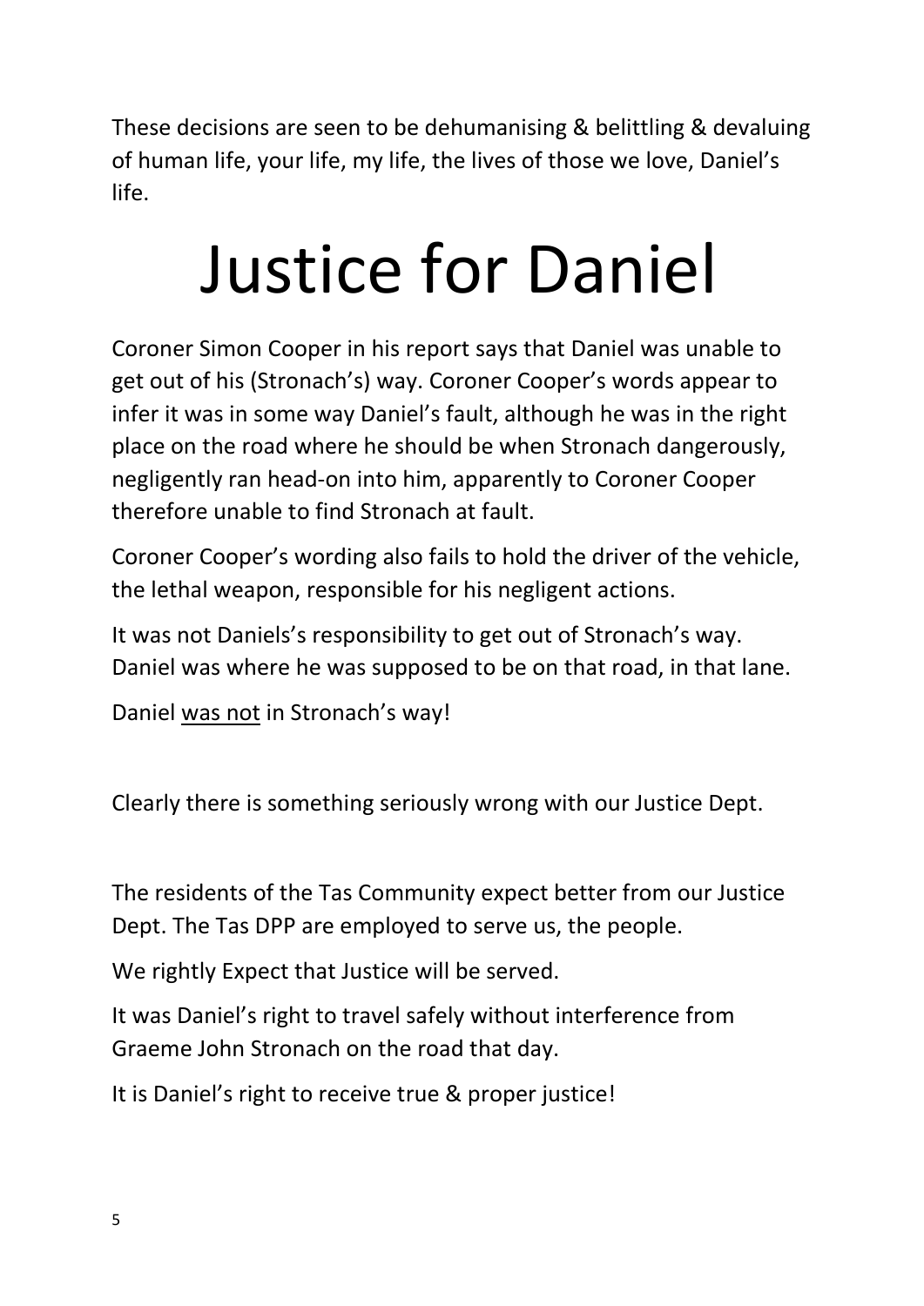These decisions are seen to be dehumanising & belittling & devaluing of human life, your life, my life, the lives of those we love, Daniel's life.

# Justice for Daniel

Coroner Simon Cooper in his report says that Daniel was unable to get out of his (Stronach's) way. Coroner Cooper's words appear to infer it was in some way Daniel's fault, although he was in the right place on the road where he should be when Stronach dangerously, negligently ran head-on into him, apparently to Coroner Cooper therefore unable to find Stronach at fault.

Coroner Cooper's wording also fails to hold the driver of the vehicle, the lethal weapon, responsible for his negligent actions.

It was not Daniels's responsibility to get out of Stronach's way. Daniel was where he was supposed to be on that road, in that lane.

Daniel <u>was not</u> in Stronach's way!

Clearly there is something seriously wrong with our Justice Dept.

The residents of the Tas Community expect better from our Justice Dept. The Tas DPP are employed to serve us, the people.

We rightly Expect that Justice will be served.

It was Daniel's right to travel safely without interference from Graeme John Stronach on the road that day.

It is Daniel's right to receive true & proper justice!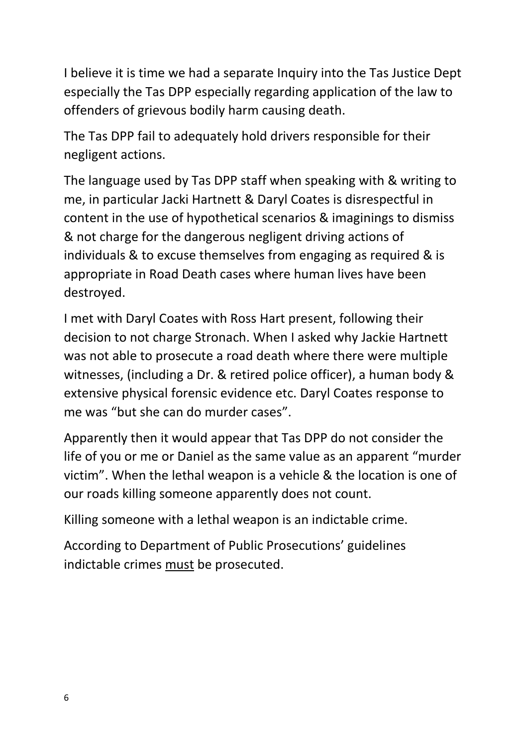I believe it is time we had a separate Inquiry into the Tas Justice Dept especially the Tas DPP especially regarding application of the law to offenders of grievous bodily harm causing death.

The Tas DPP fail to adequately hold drivers responsible for their negligent actions.

The language used by Tas DPP staff when speaking with & writing to me, in particular Jacki Hartnett & Daryl Coates is disrespectful in content in the use of hypothetical scenarios & imaginings to dismiss & not charge for the dangerous negligent driving actions of individuals & to excuse themselves from engaging as required & is appropriate in Road Death cases where human lives have been destroyed.

I met with Daryl Coates with Ross Hart present, following their decision to not charge Stronach. When I asked why Jackie Hartnett was not able to prosecute a road death where there were multiple witnesses, (including a Dr. & retired police officer), a human body & extensive physical forensic evidence etc. Daryl Coates response to me was "but she can do murder cases".

Apparently then it would appear that Tas DPP do not consider the life of you or me or Daniel as the same value as an apparent "murder victim". When the lethal weapon is a vehicle & the location is one of our roads killing someone apparently does not count.

Killing someone with a lethal weapon is an indictable crime.

According to Department of Public Prosecutions' guidelines indictable crimes <u>must</u> be prosecuted.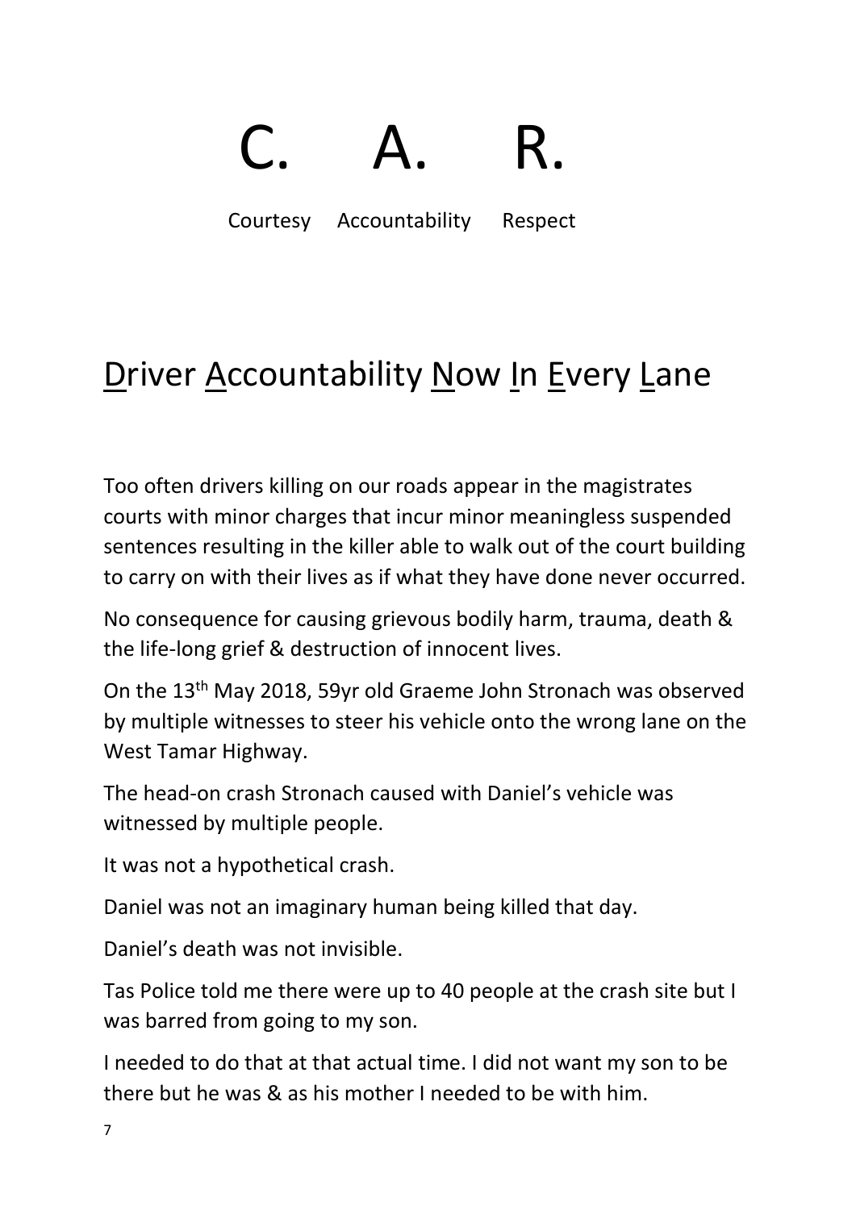# C. A. R.

Courtesy Accountability Respect

## Driver Accountability Now In Every Lane

Too often drivers killing on our roads appear in the magistrates courts with minor charges that incur minor meaningless suspended sentences resulting in the killer able to walk out of the court building to carry on with their lives as if what they have done never occurred.

No consequence for causing grievous bodily harm, trauma, death & the life-long grief & destruction of innocent lives.

On the 13th May 2018, 59yr old Graeme John Stronach was observed by multiple witnesses to steer his vehicle onto the wrong lane on the West Tamar Highway.

The head-on crash Stronach caused with Daniel's vehicle was witnessed by multiple people.

It was not a hypothetical crash.

Daniel was not an imaginary human being killed that day.

Daniel's death was not invisible.

Tas Police told me there were up to 40 people at the crash site but I was barred from going to my son.

I needed to do that at that actual time. I did not want my son to be there but he was & as his mother I needed to be with him.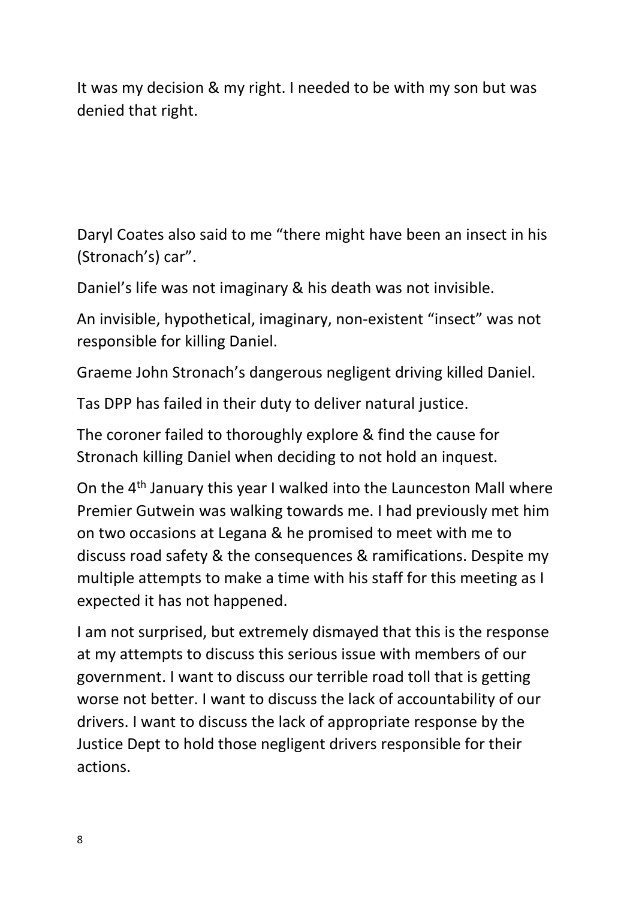It was my decision & my right. I needed to be with my son but was denied that right.

Daryl Coates also said to me "there might have been an insect in his (Stronach's) car".

Daniel's life was not imaginary & his death was not invisible.

An invisible, hypothetical, imaginary, non-existent "insect" was not responsible for killing Daniel.

Graeme John Stronach's dangerous negligent driving killed Daniel.

Tas DPP has failed in their duty to deliver natural justice.

The coroner failed to thoroughly explore & find the cause for Stronach killing Daniel when deciding to not hold an inquest.

On the 4th January this year I walked into the Launceston Mall where Premier Gutwein was walking towards me. I had previously met him on two occasions at Legana & he promised to meet with me to discuss road safety & the consequences & ramifications. Despite my multiple attempts to make a time with his staff for this meeting as I expected it has not happened.

I am not surprised, but extremely dismayed that this is the response at my attempts to discuss this serious issue with members of our government. I want to discuss our terrible road toll that is getting worse not better. I want to discuss the lack of accountability of our drivers. I want to discuss the lack of appropriate response by the Justice Dept to hold those negligent drivers responsible for their actions.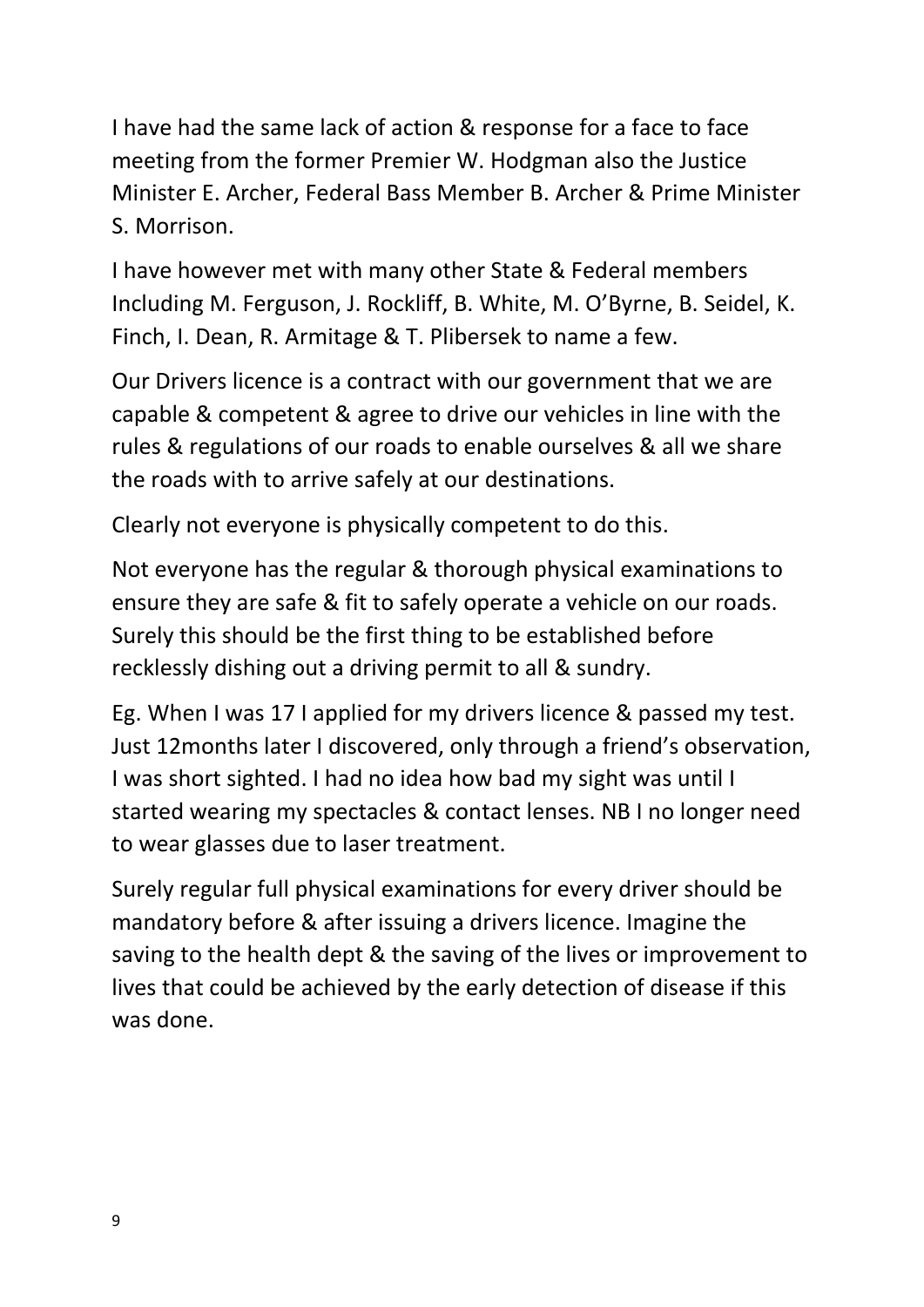I have had the same lack of action & response for a face to face meeting from the former Premier W. Hodgman also the Justice Minister E. Archer, Federal Bass Member B. Archer & Prime Minister S. Morrison.

I have however met with many other State & Federal members Including M. Ferguson, J. Rockliff, B. White, M. O'Byrne, B. Seidel, K. Finch, I. Dean, R. Armitage & T. Plibersek to name a few.

Our Drivers licence is a contract with our government that we are capable & competent & agree to drive our vehicles in line with the rules & regulations of our roads to enable ourselves & all we share the roads with to arrive safely at our destinations.

Clearly not everyone is physically competent to do this.

Not everyone has the regular & thorough physical examinations to ensure they are safe & fit to safely operate a vehicle on our roads. Surely this should be the first thing to be established before recklessly dishing out a driving permit to all & sundry.

Eg. When I was 17 I applied for my drivers licence & passed my test. Just 12months later I discovered, only through a friend's observation, I was short sighted. I had no idea how bad my sight was until I started wearing my spectacles & contact lenses. NB I no longer need to wear glasses due to laser treatment.

Surely regular full physical examinations for every driver should be mandatory before & after issuing a drivers licence. Imagine the saving to the health dept & the saving of the lives or improvement to lives that could be achieved by the early detection of disease if this was done.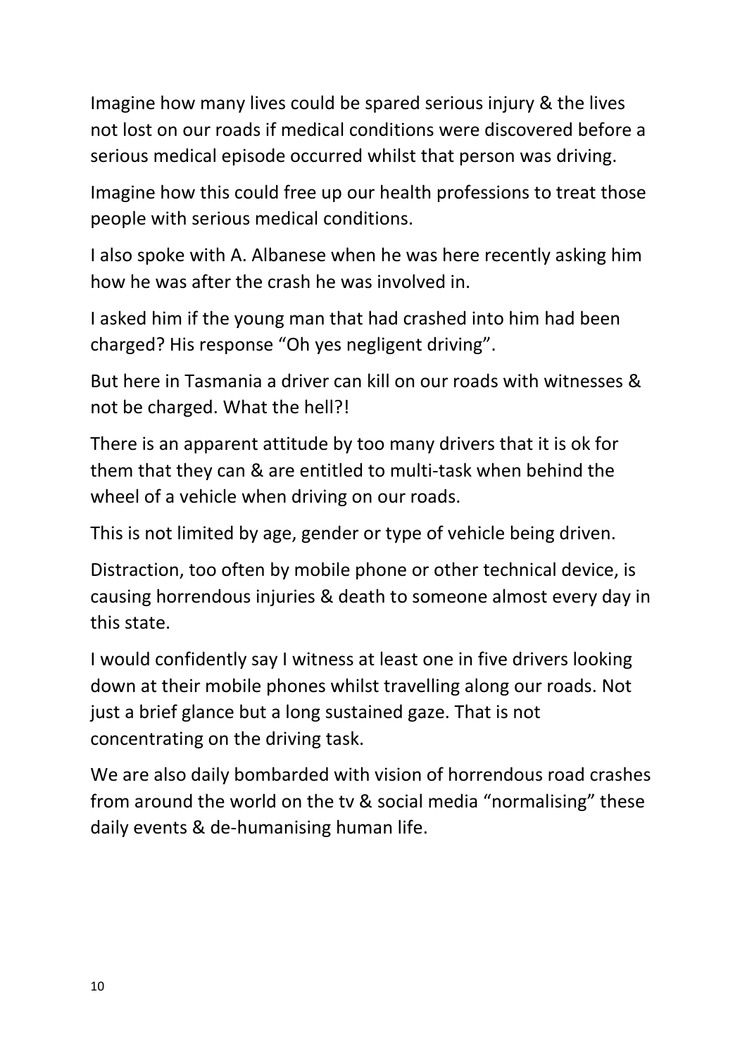Imagine how many lives could be spared serious injury & the lives not lost on our roads if medical conditions were discovered before a serious medical episode occurred whilst that person was driving.

Imagine how this could free up our health professions to treat those people with serious medical conditions.

I also spoke with A. Albanese when he was here recently asking him how he was after the crash he was involved in.

I asked him if the young man that had crashed into him had been charged? His response "Oh yes negligent driving".

But here in Tasmania a driver can kill on our roads with witnesses & not be charged. What the hell?!

There is an apparent attitude by too many drivers that it is ok for them that they can & are entitled to multi-task when behind the wheel of a vehicle when driving on our roads.

This is not limited by age, gender or type of vehicle being driven.

Distraction, too often by mobile phone or other technical device, is causing horrendous injuries & death to someone almost every day in this state.

I would confidently say I witness at least one in five drivers looking down at their mobile phones whilst travelling along our roads. Not just a brief glance but a long sustained gaze. That is not concentrating on the driving task.

We are also daily bombarded with vision of horrendous road crashes from around the world on the tv & social media "normalising" these daily events & de-humanising human life.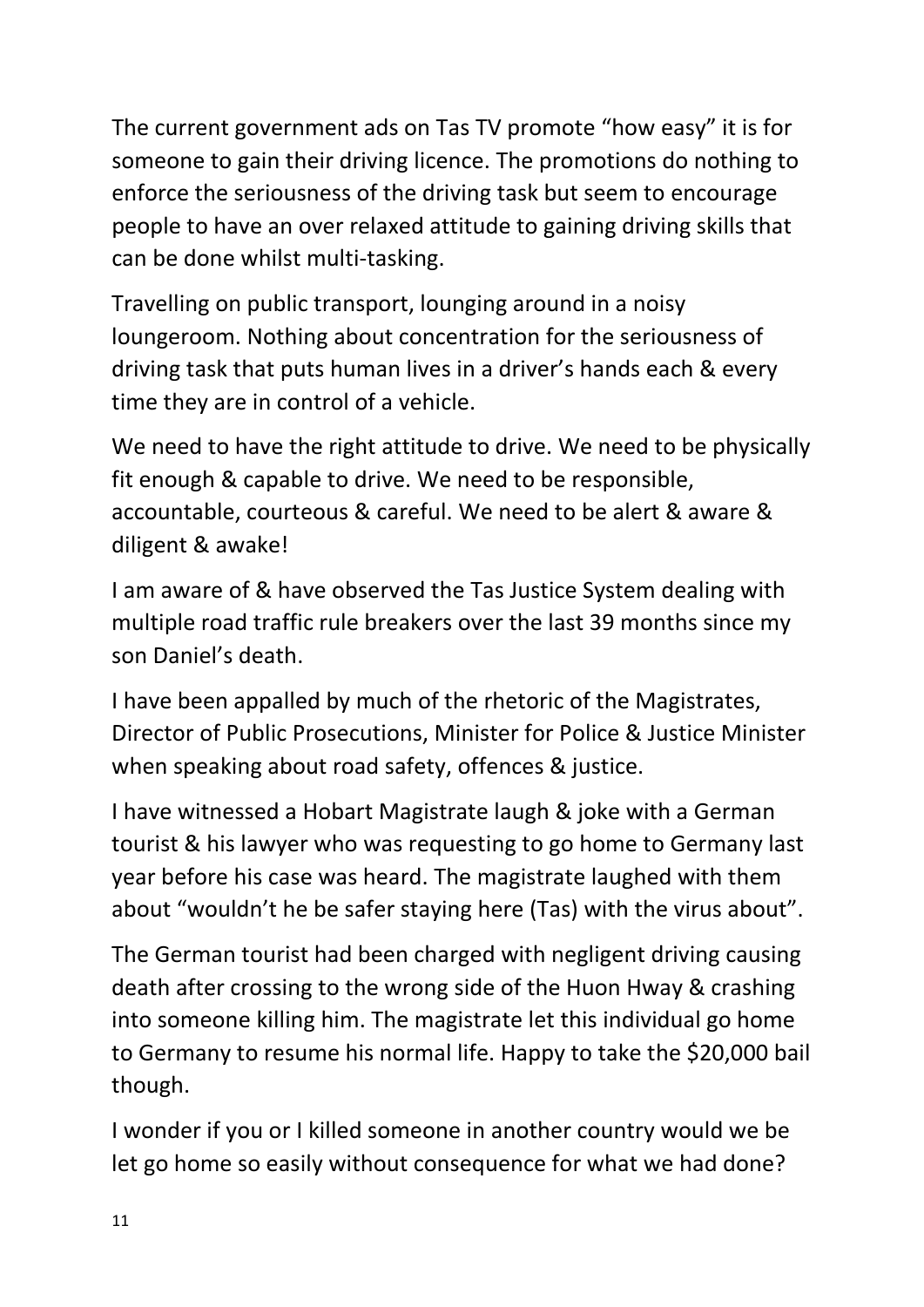The current government ads on Tas TV promote "how easy" it is for someone to gain their driving licence. The promotions do nothing to enforce the seriousness of the driving task but seem to encourage people to have an over relaxed attitude to gaining driving skills that can be done whilst multi-tasking.

Travelling on public transport, lounging around in a noisy loungeroom. Nothing about concentration for the seriousness of driving task that puts human lives in a driver's hands each & every time they are in control of a vehicle.

We need to have the right attitude to drive. We need to be physically fit enough & capable to drive. We need to be responsible, accountable, courteous & careful. We need to be alert & aware & diligent & awake!

I am aware of & have observed the Tas Justice System dealing with multiple road traffic rule breakers over the last 39 months since my son Daniel's death.

I have been appalled by much of the rhetoric of the Magistrates, Director of Public Prosecutions, Minister for Police & Justice Minister when speaking about road safety, offences & justice.

I have witnessed a Hobart Magistrate laugh & joke with a German tourist & his lawyer who was requesting to go home to Germany last year before his case was heard. The magistrate laughed with them about "wouldn't he be safer staying here (Tas) with the virus about".

The German tourist had been charged with negligent driving causing death after crossing to the wrong side of the Huon Hway & crashing into someone killing him. The magistrate let this individual go home to Germany to resume his normal life. Happy to take the $20,000 bail though.

I wonder if you or I killed someone in another country would we be let go home so easily without consequence for what we had done?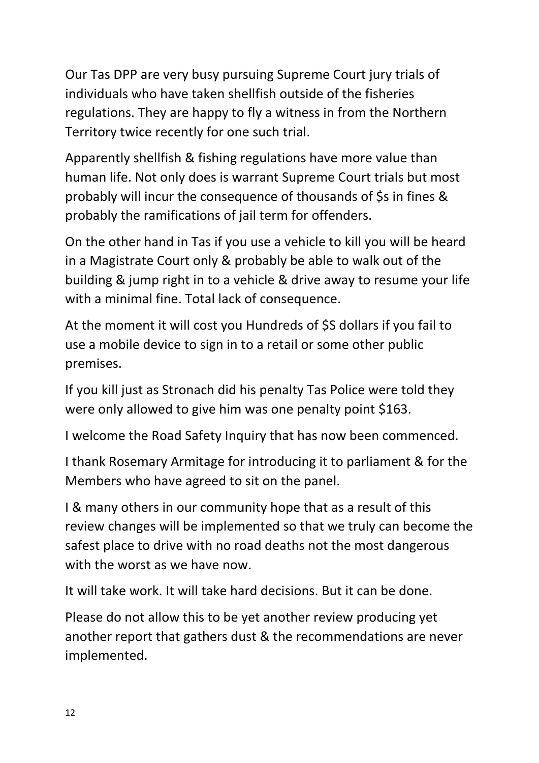Our Tas DPP are very busy pursuing Supreme Court jury trials of individuals who have taken shellfish outside of the fisheries regulations. They are happy to fly a witness in from the Northern Territory twice recently for one such trial.

Apparently shellfish & fishing regulations have more value than human life. Not only does is warrant Supreme Court trials but most probably will incur the consequence of thousands of $s in fines & probably the ramifications of jail term for offenders.

On the other hand in Tas if you use a vehicle to kill you will be heard in a Magistrate Court only & probably be able to walk out of the building & jump right in to a vehicle & drive away to resume your life with a minimal fine. Total lack of consequence.

At the moment it will cost you Hundreds of $S dollars if you fail to use a mobile device to sign in to a retail or some other public premises.

If you kill just as Stronach did his penalty Tas Police were told they were only allowed to give him was one penalty point $163.

I welcome the Road Safety Inquiry that has now been commenced.

I thank Rosemary Armitage for introducing it to parliament & for the Members who have agreed to sit on the panel.

I & many others in our community hope that as a result of this review changes will be implemented so that we truly can become the safest place to drive with no road deaths not the most dangerous with the worst as we have now.

It will take work. It will take hard decisions. But it can be done.

Please do not allow this to be yet another review producing yet another report that gathers dust & the recommendations are never implemented.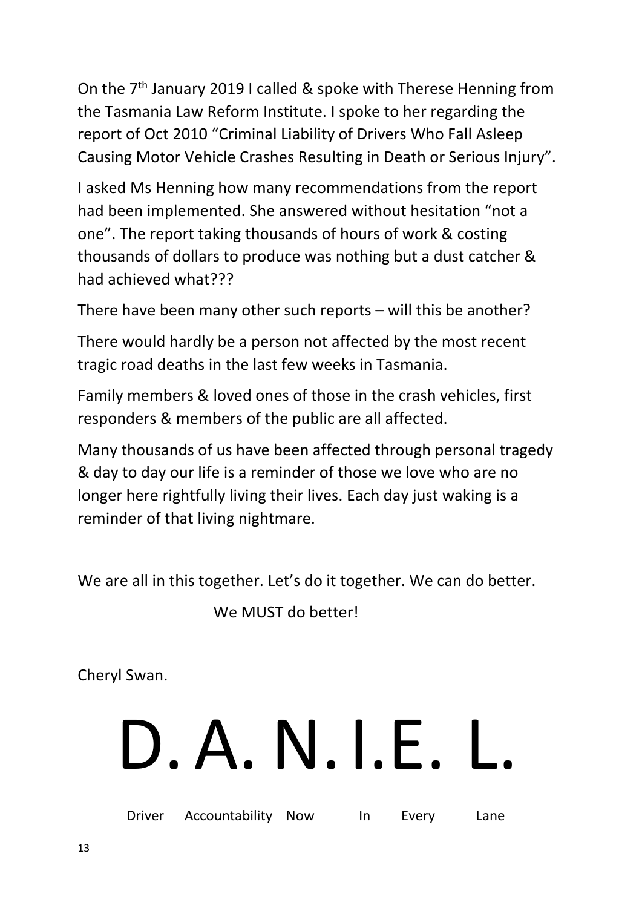On the 7th January 2019 I called & spoke with Therese Henning from the Tasmania Law Reform Institute. I spoke to her regarding the report of Oct 2010 "Criminal Liability of Drivers Who Fall Asleep Causing Motor Vehicle Crashes Resulting in Death or Serious Injury".

I asked Ms Henning how many recommendations from the report had been implemented. She answered without hesitation "not a one". The report taking thousands of hours of work & costing thousands of dollars to produce was nothing but a dust catcher & had achieved what???

There have been many other such reports – will this be another?

There would hardly be a person not affected by the most recent tragic road deaths in the last few weeks in Tasmania.

Family members & loved ones of those in the crash vehicles, first responders & members of the public are all affected.

Many thousands of us have been affected through personal tragedy & day to day our life is a reminder of those we love who are no longer here rightfully living their lives. Each day just waking is a reminder of that living nightmare.

We are all in this together. Let's do it together. We can do better.

We MUST do better!

Cheryl Swan.

# D. A. N. I. E. L.

Driver Accountability Now In Every Lane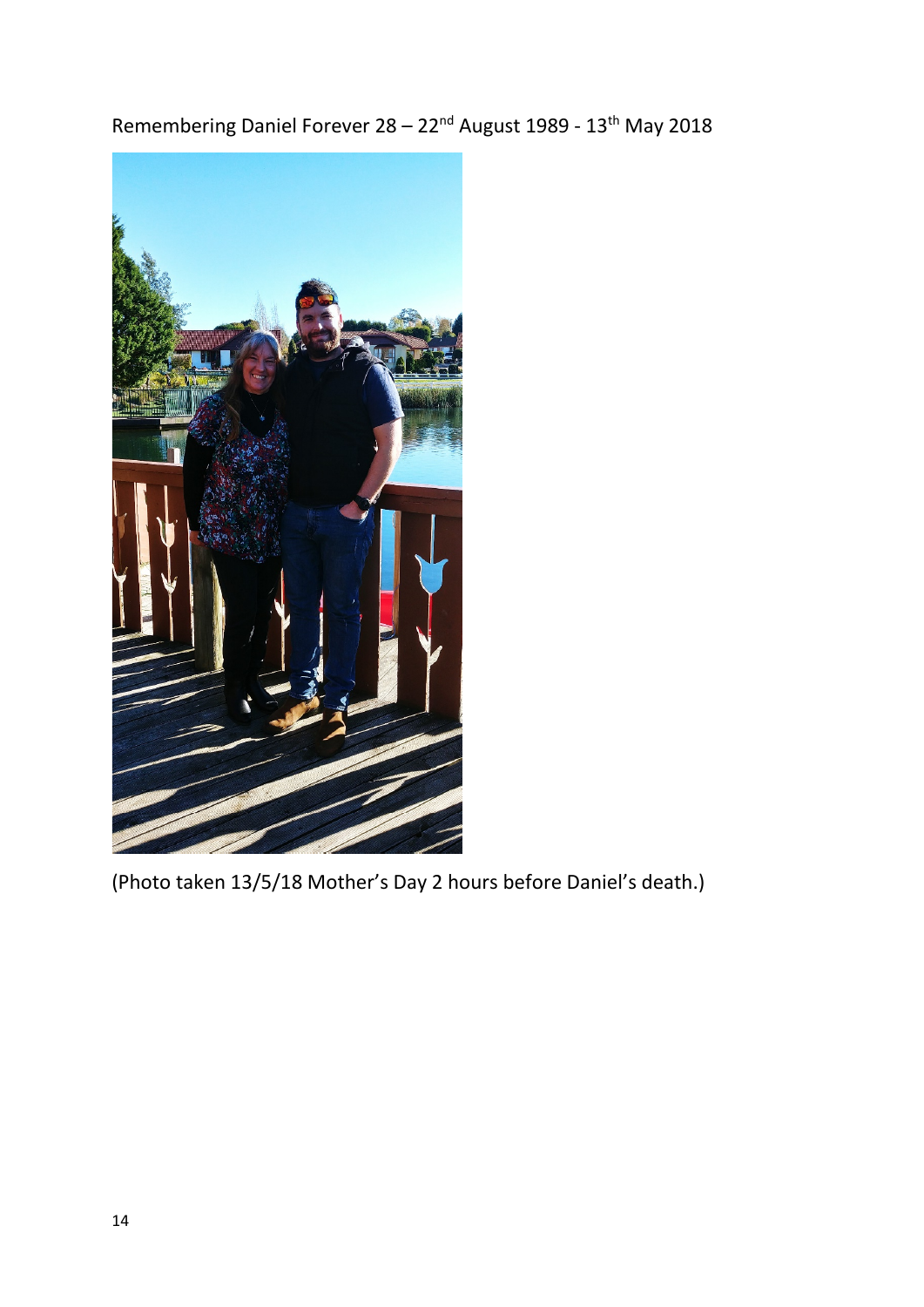Remembering Daniel Forever 28 – 22nd August 1989 - 13th May 2018

(Photo taken 13/5/18 Mother's Day 2 hours before Daniel's death.)